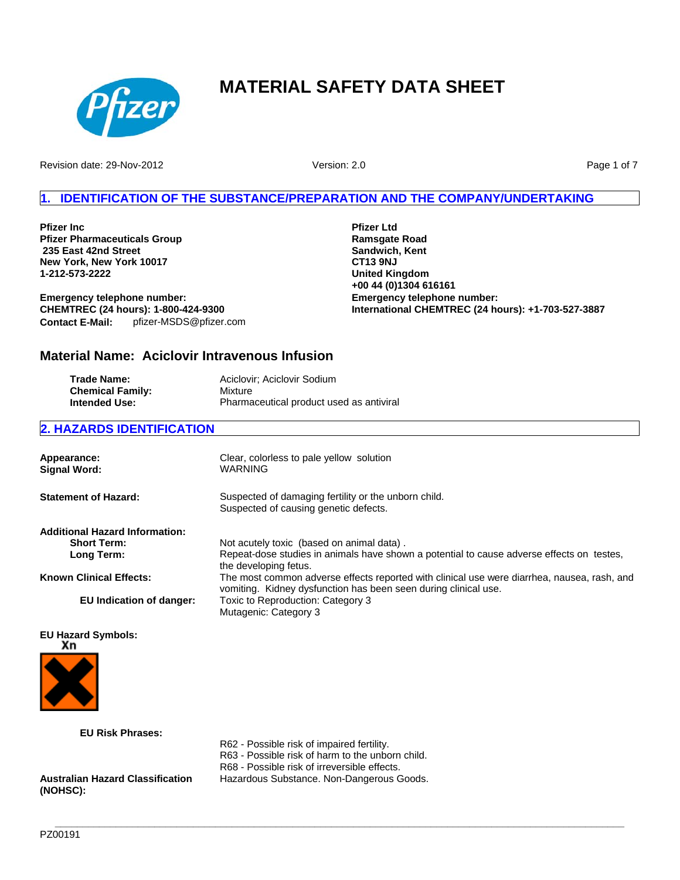# MATERIAL SAFETY DATA SHEET

Revision date: 29-Nov-2012

Version: 2.0

## 1. IDENTIFICATION OF THE SUBSTANCE/PREPARATION AND THE COMPANY/UNDERTAKING

**Pfizer Inc**
**Pfizer Pharmaceuticals Group**
**235 East 42nd Street**
**New York, New York 10017**
**1-212-573-2222**

**Emergency telephone number:**
**CHEMTREC (24 hours): 1-800-424-9300**
**Contact E-Mail:** pfizer-MSDS@pfizer.com

**Pfizer Ltd**
**Ramsgate Road**
**Sandwich, Kent**
**CT13 9NJ**
**United Kingdom**
**+00 44 (0)1304 616161**
**Emergency telephone number:**
**International CHEMTREC (24 hours): +1-703-527-3887**

### Material Name: Aciclovir Intravenous Infusion

| | |
|---|---|
| **Trade Name:** | Aciclovir; Aciclovir Sodium |
| **Chemical Family:** | Mixture |
| **Intended Use:** | Pharmaceutical product used as antiviral |

## 2. HAZARDS IDENTIFICATION

**Appearance:** Clear, colorless to pale yellow solution
**Signal Word:** WARNING

**Statement of Hazard:** Suspected of damaging fertility or the unborn child.
Suspected of causing genetic defects.

**Additional Hazard Information:**
**Short Term:** Not acutely toxic (based on animal data) .
**Long Term:** Repeat-dose studies in animals have shown a potential to cause adverse effects on testes, the developing fetus.

**Known Clinical Effects:** The most common adverse effects reported with clinical use were diarrhea, nausea, rash, and vomiting. Kidney dysfunction has been seen during clinical use.

**EU Indication of danger:** Toxic to Reproduction: Category 3
Mutagenic: Category 3

**EU Hazard Symbols:**

Xn

**EU Risk Phrases:**
R62 - Possible risk of impaired fertility.
R63 - Possible risk of harm to the unborn child.
R68 - Possible risk of irreversible effects.

**Australian Hazard Classification (NOHSC):** Hazardous Substance. Non-Dangerous Goods.

PZ00191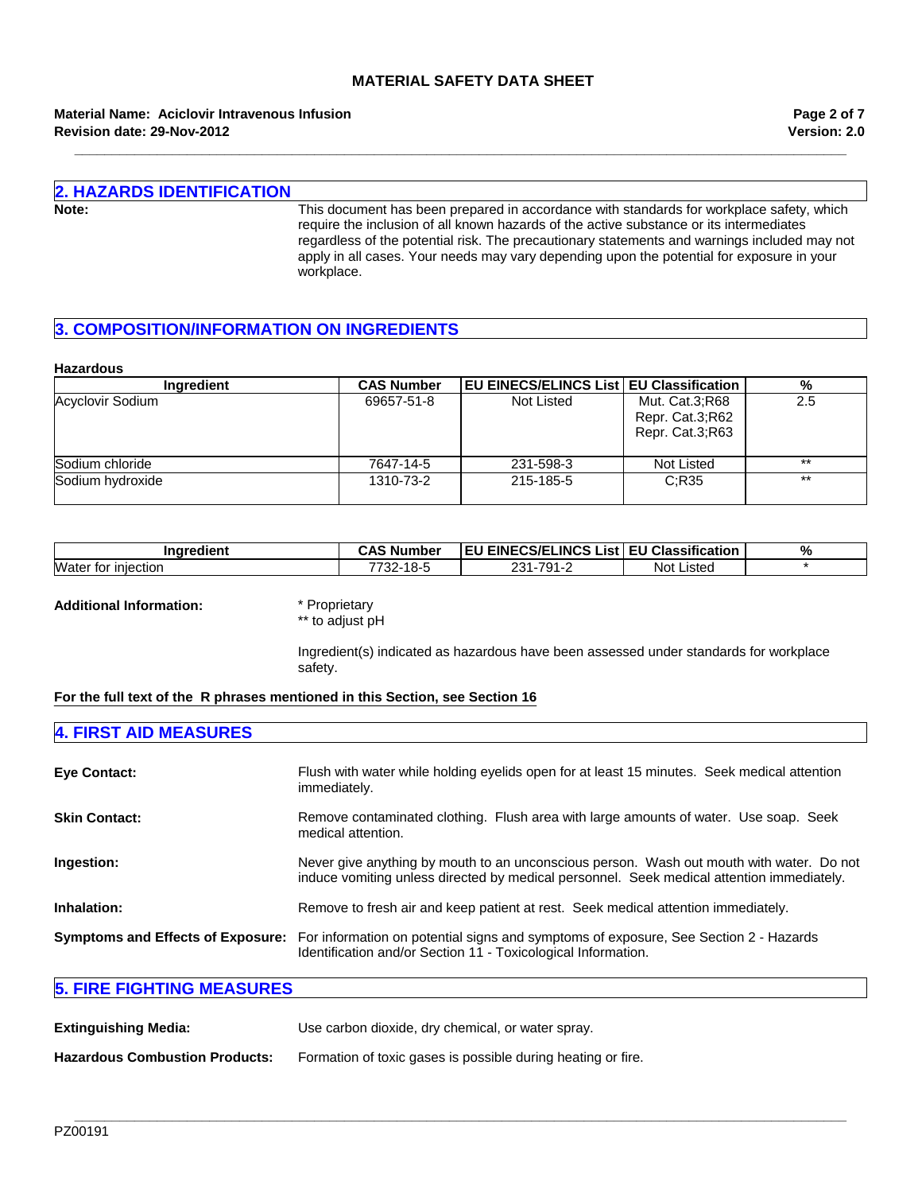## 2. HAZARDS IDENTIFICATION

**Note:** This document has been prepared in accordance with standards for workplace safety, which require the inclusion of all known hazards of the active substance or its intermediates regardless of the potential risk. The precautionary statements and warnings included may not apply in all cases. Your needs may vary depending upon the potential for exposure in your workplace.

## 3. COMPOSITION/INFORMATION ON INGREDIENTS

**Hazardous**

| Ingredient | CAS Number | EU EINECS/ELINCS List | EU Classification | % |
|---|---|---|---|---|
| Acyclovir Sodium | 69657-51-8 | Not Listed | Mut. Cat.3;R68<br>Repr. Cat.3;R62<br>Repr. Cat.3;R63 | 2.5 |
| Sodium chloride | 7647-14-5 | 231-598-3 | Not Listed | ** |
| Sodium hydroxide | 1310-73-2 | 215-185-5 | C;R35 | ** |

| Ingredient | CAS Number | EU EINECS/ELINCS List | EU Classification | % |
|---|---|---|---|---|
| Water for injection | 7732-18-5 | 231-791-2 | Not Listed | * |

**Additional Information:**

* Proprietary
** to adjust pH

Ingredient(s) indicated as hazardous have been assessed under standards for workplace safety.

**For the full text of the R phrases mentioned in this Section, see Section 16**

## 4. FIRST AID MEASURES

**Eye Contact:** Flush with water while holding eyelids open for at least 15 minutes. Seek medical attention immediately.

**Skin Contact:** Remove contaminated clothing. Flush area with large amounts of water. Use soap. Seek medical attention.

**Ingestion:** Never give anything by mouth to an unconscious person. Wash out mouth with water. Do not induce vomiting unless directed by medical personnel. Seek medical attention immediately.

**Inhalation:** Remove to fresh air and keep patient at rest. Seek medical attention immediately.

**Symptoms and Effects of Exposure:** For information on potential signs and symptoms of exposure, See Section 2 - Hazards Identification and/or Section 11 - Toxicological Information.

## 5. FIRE FIGHTING MEASURES

**Extinguishing Media:** Use carbon dioxide, dry chemical, or water spray.

**Hazardous Combustion Products:** Formation of toxic gases is possible during heating or fire.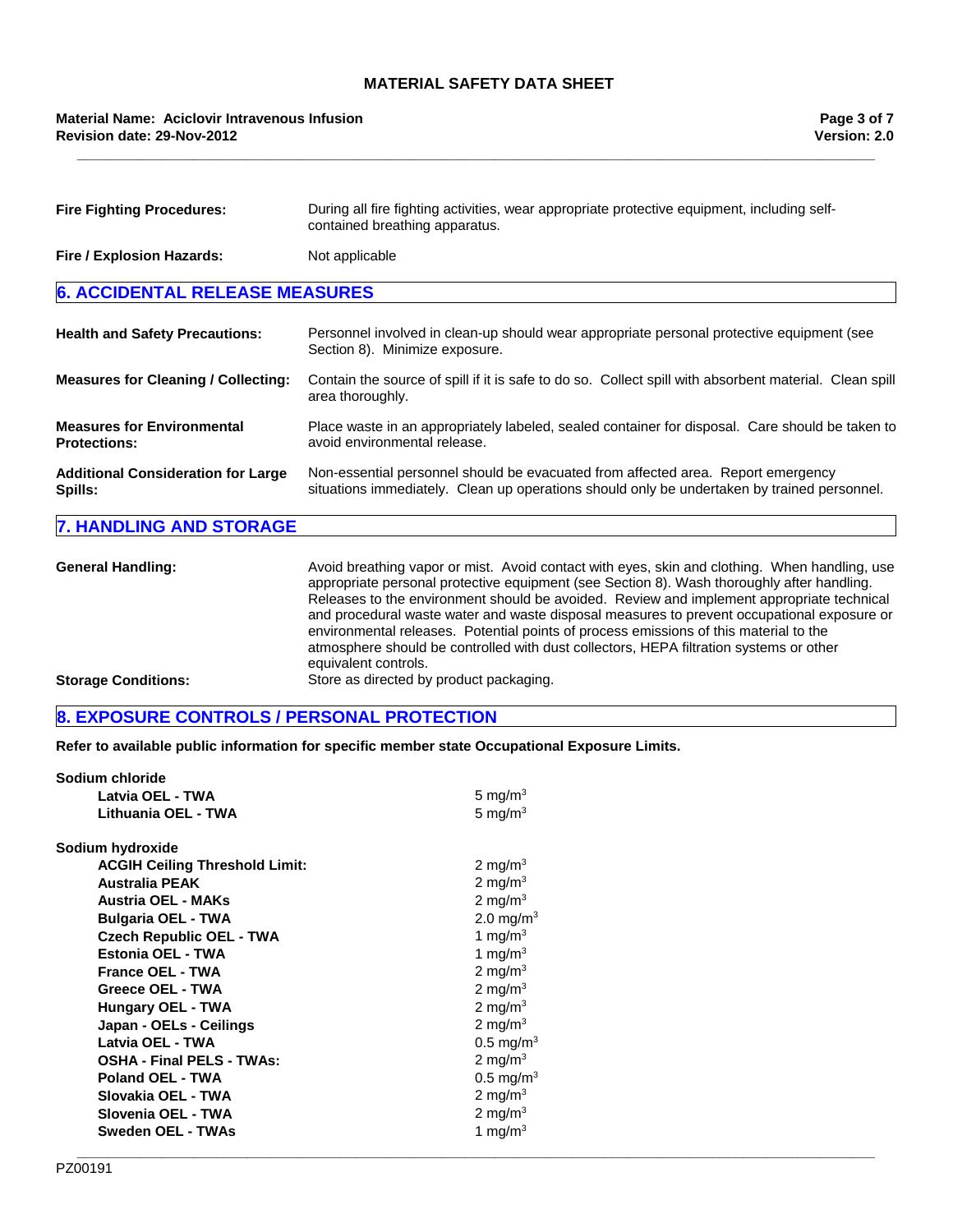**Fire Fighting Procedures:** During all fire fighting activities, wear appropriate protective equipment, including self-contained breathing apparatus.

**Fire / Explosion Hazards:** Not applicable

## 6. ACCIDENTAL RELEASE MEASURES

**Health and Safety Precautions:** Personnel involved in clean-up should wear appropriate personal protective equipment (see Section 8). Minimize exposure.

**Measures for Cleaning / Collecting:** Contain the source of spill if it is safe to do so. Collect spill with absorbent material. Clean spill area thoroughly.

**Measures for Environmental Protections:** Place waste in an appropriately labeled, sealed container for disposal. Care should be taken to avoid environmental release.

**Additional Consideration for Large Spills:** Non-essential personnel should be evacuated from affected area. Report emergency situations immediately. Clean up operations should only be undertaken by trained personnel.

## 7. HANDLING AND STORAGE

**General Handling:** Avoid breathing vapor or mist. Avoid contact with eyes, skin and clothing. When handling, use appropriate personal protective equipment (see Section 8). Wash thoroughly after handling. Releases to the environment should be avoided. Review and implement appropriate technical and procedural waste water and waste disposal measures to prevent occupational exposure or environmental releases. Potential points of process emissions of this material to the atmosphere should be controlled with dust collectors, HEPA filtration systems or other equivalent controls.

**Storage Conditions:** Store as directed by product packaging.

## 8. EXPOSURE CONTROLS / PERSONAL PROTECTION

**Refer to available public information for specific member state Occupational Exposure Limits.**

**Sodium chloride**

| | |
|---|---|
| **Latvia OEL - TWA** | 5 mg/m$^3$ |
| **Lithuania OEL - TWA** | 5 mg/m$^3$ |

**Sodium hydroxide**

| | |
|---|---|
| **ACGIH Ceiling Threshold Limit:** | 2 mg/m$^3$ |
| **Australia PEAK** | 2 mg/m$^3$ |
| **Austria OEL - MAKs** | 2 mg/m$^3$ |
| **Bulgaria OEL - TWA** | 2.0 mg/m$^3$ |
| **Czech Republic OEL - TWA** | 1 mg/m$^3$ |
| **Estonia OEL - TWA** | 1 mg/m$^3$ |
| **France OEL - TWA** | 2 mg/m$^3$ |
| **Greece OEL - TWA** | 2 mg/m$^3$ |
| **Hungary OEL - TWA** | 2 mg/m$^3$ |
| **Japan - OELs - Ceilings** | 2 mg/m$^3$ |
| **Latvia OEL - TWA** | 0.5 mg/m$^3$ |
| **OSHA - Final PELS - TWAs:** | 2 mg/m$^3$ |
| **Poland OEL - TWA** | 0.5 mg/m$^3$ |
| **Slovakia OEL - TWA** | 2 mg/m$^3$ |
| **Slovenia OEL - TWA** | 2 mg/m$^3$ |
| **Sweden OEL - TWAs** | 1 mg/m$^3$ |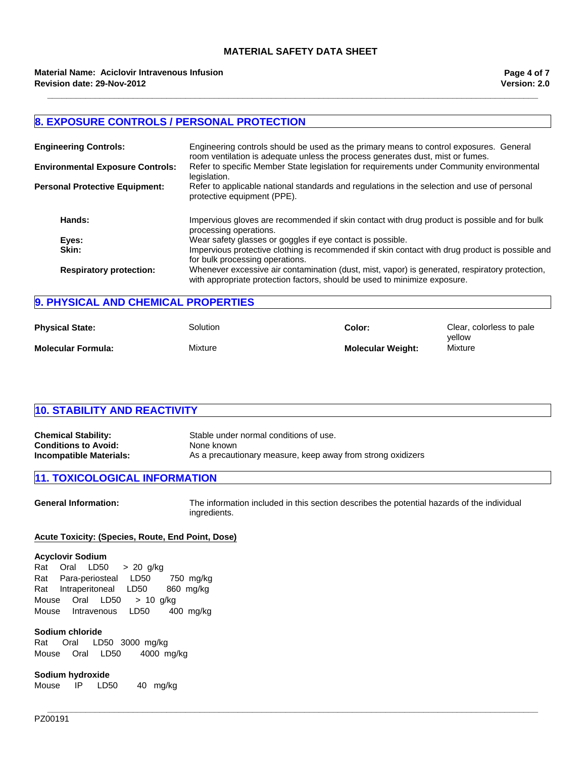## 8. EXPOSURE CONTROLS / PERSONAL PROTECTION

**Engineering Controls:** Engineering controls should be used as the primary means to control exposures. General room ventilation is adequate unless the process generates dust, mist or fumes.

**Environmental Exposure Controls:** Refer to specific Member State legislation for requirements under Community environmental legislation.

**Personal Protective Equipment:** Refer to applicable national standards and regulations in the selection and use of personal protective equipment (PPE).

- **Hands:** Impervious gloves are recommended if skin contact with drug product is possible and for bulk processing operations.
- **Eyes:** Wear safety glasses or goggles if eye contact is possible.
- **Skin:** Impervious protective clothing is recommended if skin contact with drug product is possible and for bulk processing operations.
- **Respiratory protection:** Whenever excessive air contamination (dust, mist, vapor) is generated, respiratory protection, with appropriate protection factors, should be used to minimize exposure.

## 9. PHYSICAL AND CHEMICAL PROPERTIES

| | | | |
|---|---|---|---|
| **Physical State:** | Solution | **Color:** | Clear, colorless to pale yellow |
| **Molecular Formula:** | Mixture | **Molecular Weight:** | Mixture |

## 10. STABILITY AND REACTIVITY

**Chemical Stability:** Stable under normal conditions of use.
**Conditions to Avoid:** None known
**Incompatible Materials:** As a precautionary measure, keep away from strong oxidizers

## 11. TOXICOLOGICAL INFORMATION

**General Information:** The information included in this section describes the potential hazards of the individual ingredients.

**Acute Toxicity: (Species, Route, End Point, Dose)**

**Acyclovir Sodium**
Rat Oral LD50 > 20 g/kg
Rat Para-periosteal LD50 750 mg/kg
Rat Intraperitoneal LD50 860 mg/kg
Mouse Oral LD50 > 10 g/kg
Mouse Intravenous LD50 400 mg/kg

**Sodium chloride**
Rat Oral LD50 3000 mg/kg
Mouse Oral LD50 4000 mg/kg

**Sodium hydroxide**
Mouse IP LD50 40 mg/kg

PZ00191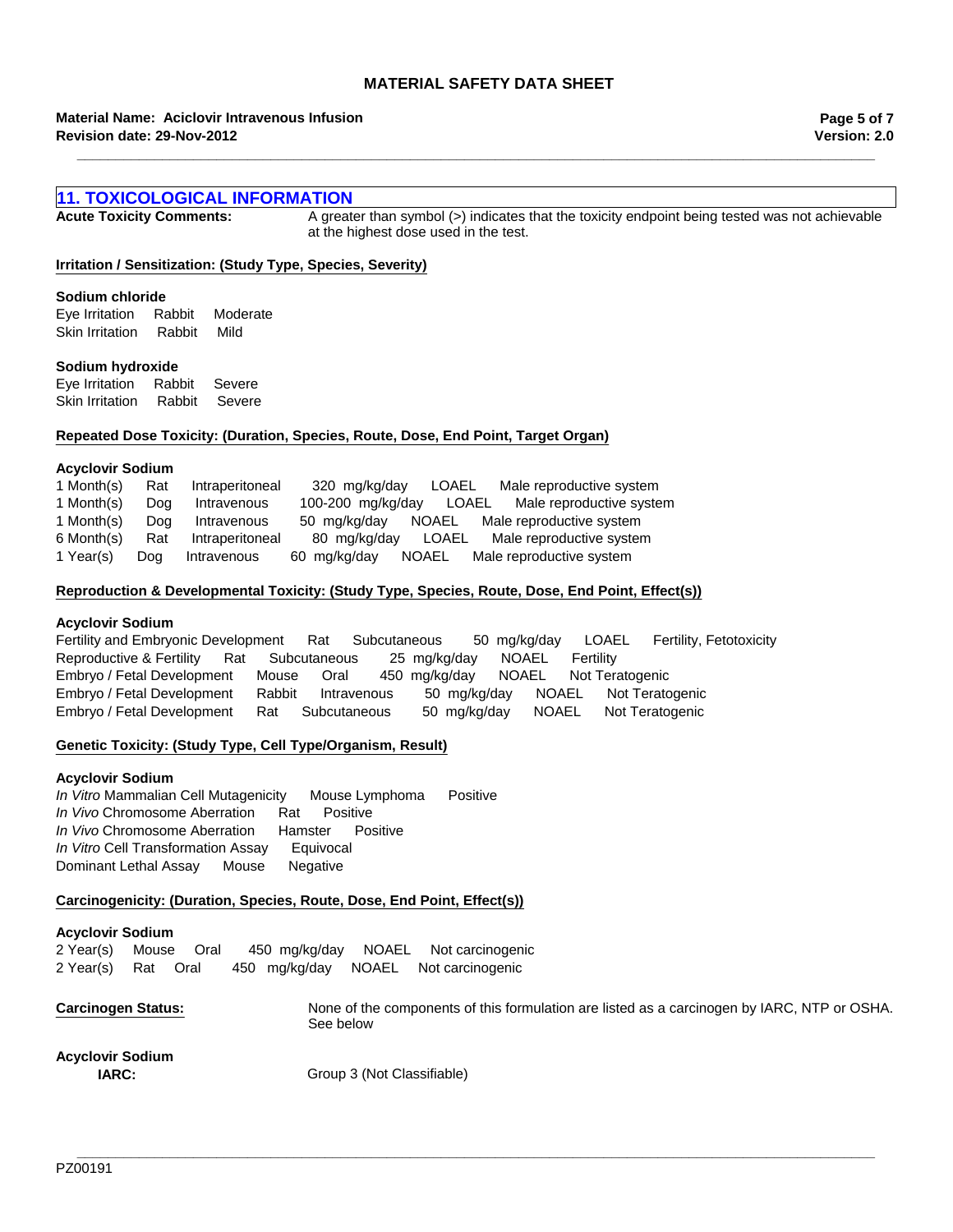## 11. TOXICOLOGICAL INFORMATION

**Acute Toxicity Comments:** A greater than symbol (>) indicates that the toxicity endpoint being tested was not achievable at the highest dose used in the test.

**Irritation / Sensitization: (Study Type, Species, Severity)**

**Sodium chloride**

Eye Irritation Rabbit Moderate
Skin Irritation Rabbit Mild

**Sodium hydroxide**

Eye Irritation Rabbit Severe
Skin Irritation Rabbit Severe

**Repeated Dose Toxicity: (Duration, Species, Route, Dose, End Point, Target Organ)**

**Acyclovir Sodium**

| Duration | Species | Route | Dose | End Point | Target Organ |
|---|---|---|---|---|---|
| 1 Month(s) | Rat | Intraperitoneal | 320 mg/kg/day | LOAEL | Male reproductive system |
| 1 Month(s) | Dog | Intravenous | 100-200 mg/kg/day | LOAEL | Male reproductive system |
| 1 Month(s) | Dog | Intravenous | 50 mg/kg/day | NOAEL | Male reproductive system |
| 6 Month(s) | Rat | Intraperitoneal | 80 mg/kg/day | LOAEL | Male reproductive system |
| 1 Year(s) | Dog | Intravenous | 60 mg/kg/day | NOAEL | Male reproductive system |

**Reproduction & Developmental Toxicity: (Study Type, Species, Route, Dose, End Point, Effect(s))**

**Acyclovir Sodium**

| Study Type | Species | Route | Dose | End Point | Effect(s) |
|---|---|---|---|---|---|
| Fertility and Embryonic Development | Rat | Subcutaneous | 50 mg/kg/day | LOAEL | Fertility, Fetotoxicity |
| Reproductive & Fertility | Rat | Subcutaneous | 25 mg/kg/day | NOAEL | Fertility |
| Embryo / Fetal Development | Mouse | Oral | 450 mg/kg/day | NOAEL | Not Teratogenic |
| Embryo / Fetal Development | Rabbit | Intravenous | 50 mg/kg/day | NOAEL | Not Teratogenic |
| Embryo / Fetal Development | Rat | Subcutaneous | 50 mg/kg/day | NOAEL | Not Teratogenic |

**Genetic Toxicity: (Study Type, Cell Type/Organism, Result)**

**Acyclovir Sodium**

| Study Type | Cell Type/Organism | Result |
|---|---|---|
| *In Vitro* Mammalian Cell Mutagenicity | Mouse Lymphoma | Positive |
| *In Vivo* Chromosome Aberration | Rat | Positive |
| *In Vivo* Chromosome Aberration | Hamster | Positive |
| *In Vitro* Cell Transformation Assay | | Equivocal |
| Dominant Lethal Assay | Mouse | Negative |

**Carcinogenicity: (Duration, Species, Route, Dose, End Point, Effect(s))**

**Acyclovir Sodium**

| Duration | Species | Route | Dose | End Point | Effect(s) |
|---|---|---|---|---|---|
| 2 Year(s) | Mouse | Oral | 450 mg/kg/day | NOAEL | Not carcinogenic |
| 2 Year(s) | Rat | Oral | 450 mg/kg/day | NOAEL | Not carcinogenic |

**Carcinogen Status:** None of the components of this formulation are listed as a carcinogen by IARC, NTP or OSHA. See below

**Acyclovir Sodium**

**IARC:** Group 3 (Not Classifiable)

PZ00191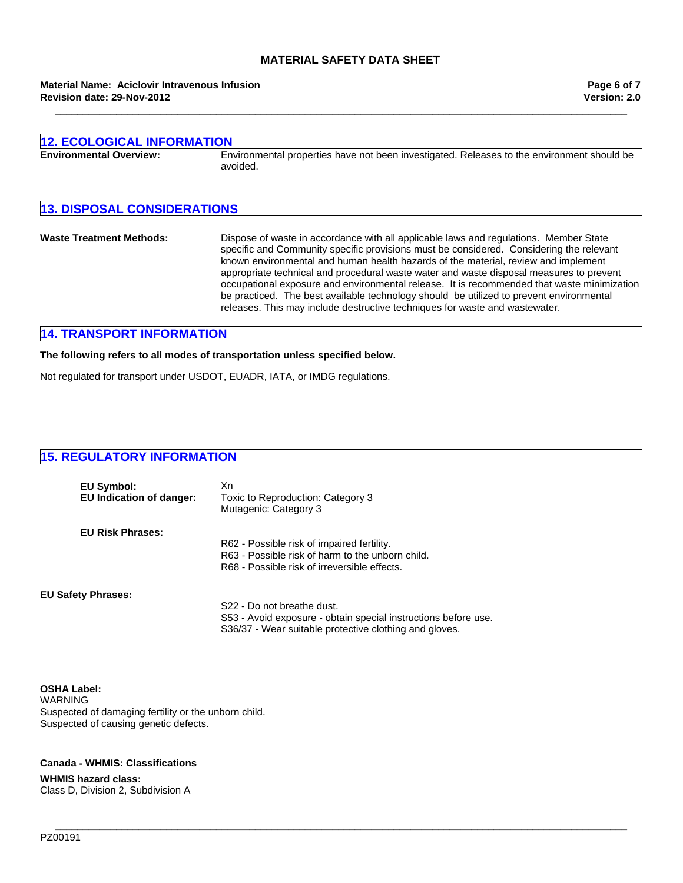## 12. ECOLOGICAL INFORMATION

**Environmental Overview:** Environmental properties have not been investigated. Releases to the environment should be avoided.

## 13. DISPOSAL CONSIDERATIONS

**Waste Treatment Methods:** Dispose of waste in accordance with all applicable laws and regulations. Member State specific and Community specific provisions must be considered. Considering the relevant known environmental and human health hazards of the material, review and implement appropriate technical and procedural waste water and waste disposal measures to prevent occupational exposure and environmental release. It is recommended that waste minimization be practiced. The best available technology should be utilized to prevent environmental releases. This may include destructive techniques for waste and wastewater.

## 14. TRANSPORT INFORMATION

**The following refers to all modes of transportation unless specified below.**

Not regulated for transport under USDOT, EUADR, IATA, or IMDG regulations.

## 15. REGULATORY INFORMATION

**EU Symbol:** Xn

**EU Indication of danger:** Toxic to Reproduction: Category 3
Mutagenic: Category 3

**EU Risk Phrases:**

R62 - Possible risk of impaired fertility.
R63 - Possible risk of harm to the unborn child.
R68 - Possible risk of irreversible effects.

**EU Safety Phrases:**

S22 - Do not breathe dust.
S53 - Avoid exposure - obtain special instructions before use.
S36/37 - Wear suitable protective clothing and gloves.

**OSHA Label:**
WARNING
Suspected of damaging fertility or the unborn child.
Suspected of causing genetic defects.

**Canada - WHMIS: Classifications**

**WHMIS hazard class:**
Class D, Division 2, Subdivision A

PZ00191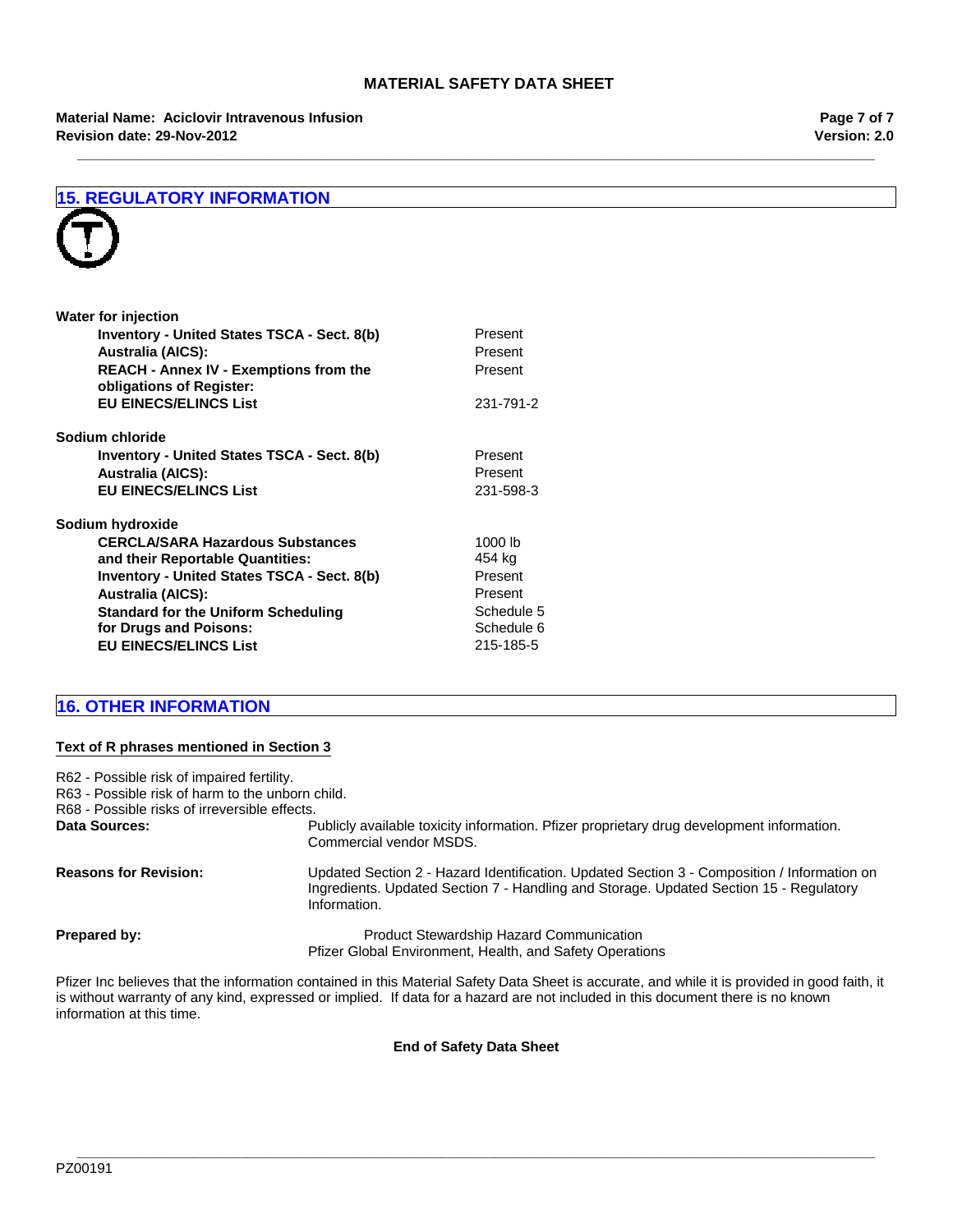## 15. REGULATORY INFORMATION

**Water for injection**

| | |
|---|---|
| **Inventory - United States TSCA - Sect. 8(b)** | Present |
| **Australia (AICS):** | Present |
| **REACH - Annex IV - Exemptions from the obligations of Register:** | Present |
| **EU EINECS/ELINCS List** | 231-791-2 |

**Sodium chloride**

| | |
|---|---|
| **Inventory - United States TSCA - Sect. 8(b)** | Present |
| **Australia (AICS):** | Present |
| **EU EINECS/ELINCS List** | 231-598-3 |

**Sodium hydroxide**

| | |
|---|---|
| **CERCLA/SARA Hazardous Substances and their Reportable Quantities:** | 1000 lb<br>454 kg |
| **Inventory - United States TSCA - Sect. 8(b)** | Present |
| **Australia (AICS):** | Present |
| **Standard for the Uniform Scheduling for Drugs and Poisons:** | Schedule 5<br>Schedule 6 |
| **EU EINECS/ELINCS List** | 215-185-5 |

## 16. OTHER INFORMATION

**Text of R phrases mentioned in Section 3**

R62 - Possible risk of impaired fertility.
R63 - Possible risk of harm to the unborn child.
R68 - Possible risks of irreversible effects.

**Data Sources:** Publicly available toxicity information. Pfizer proprietary drug development information. Commercial vendor MSDS.

**Reasons for Revision:** Updated Section 2 - Hazard Identification. Updated Section 3 - Composition / Information on Ingredients. Updated Section 7 - Handling and Storage. Updated Section 15 - Regulatory Information.

**Prepared by:** Product Stewardship Hazard Communication
Pfizer Global Environment, Health, and Safety Operations

Pfizer Inc believes that the information contained in this Material Safety Data Sheet is accurate, and while it is provided in good faith, it is without warranty of any kind, expressed or implied. If data for a hazard are not included in this document there is no known information at this time.

**End of Safety Data Sheet**